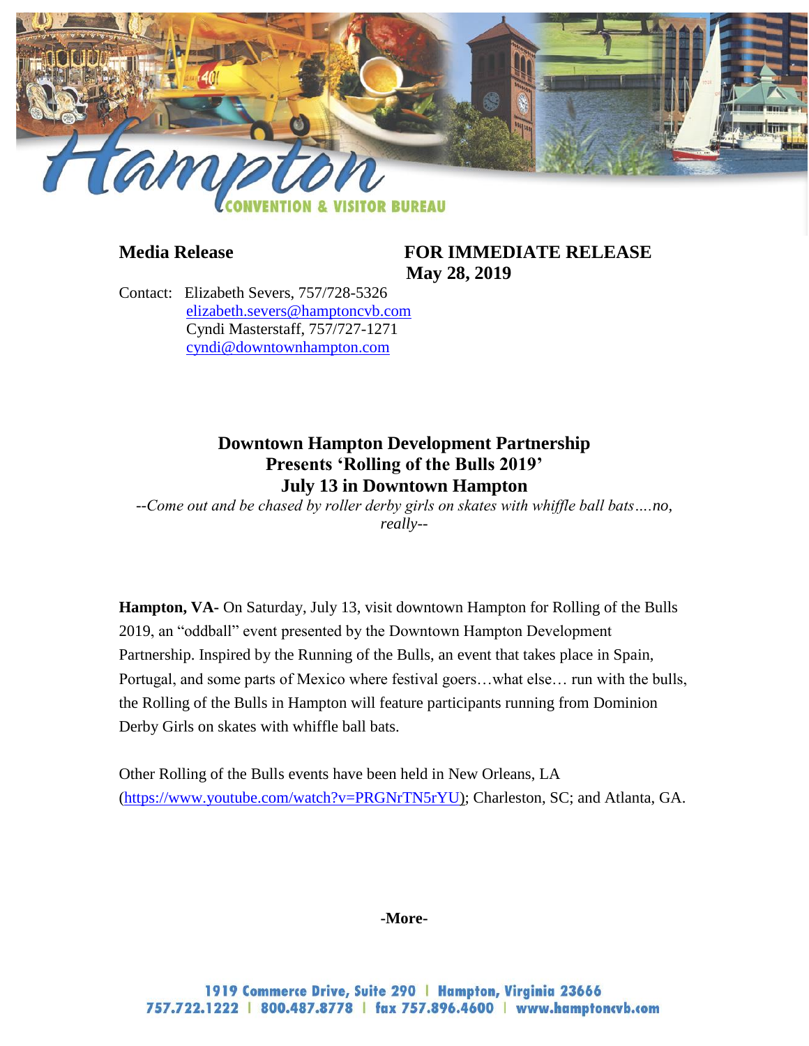**Media Release** **FOR IMMEDIATE RELEASE**
**May 28, 2019**

Contact: Elizabeth Severs, 757/728-5326
elizabeth.severs@hamptoncvb.com
Cyndi Masterstaff, 757/727-1271
cyndi@downtownhampton.com

## Downtown Hampton Development Partnership Presents 'Rolling of the Bulls 2019' July 13 in Downtown Hampton

*--Come out and be chased by roller derby girls on skates with whiffle ball bats….no, really--*

**Hampton, VA-** On Saturday, July 13, visit downtown Hampton for Rolling of the Bulls 2019, an "oddball" event presented by the Downtown Hampton Development Partnership. Inspired by the Running of the Bulls, an event that takes place in Spain, Portugal, and some parts of Mexico where festival goers…what else… run with the bulls, the Rolling of the Bulls in Hampton will feature participants running from Dominion Derby Girls on skates with whiffle ball bats.

Other Rolling of the Bulls events have been held in New Orleans, LA (https://www.youtube.com/watch?v=PRGNrTN5rYU); Charleston, SC; and Atlanta, GA.

**-More-**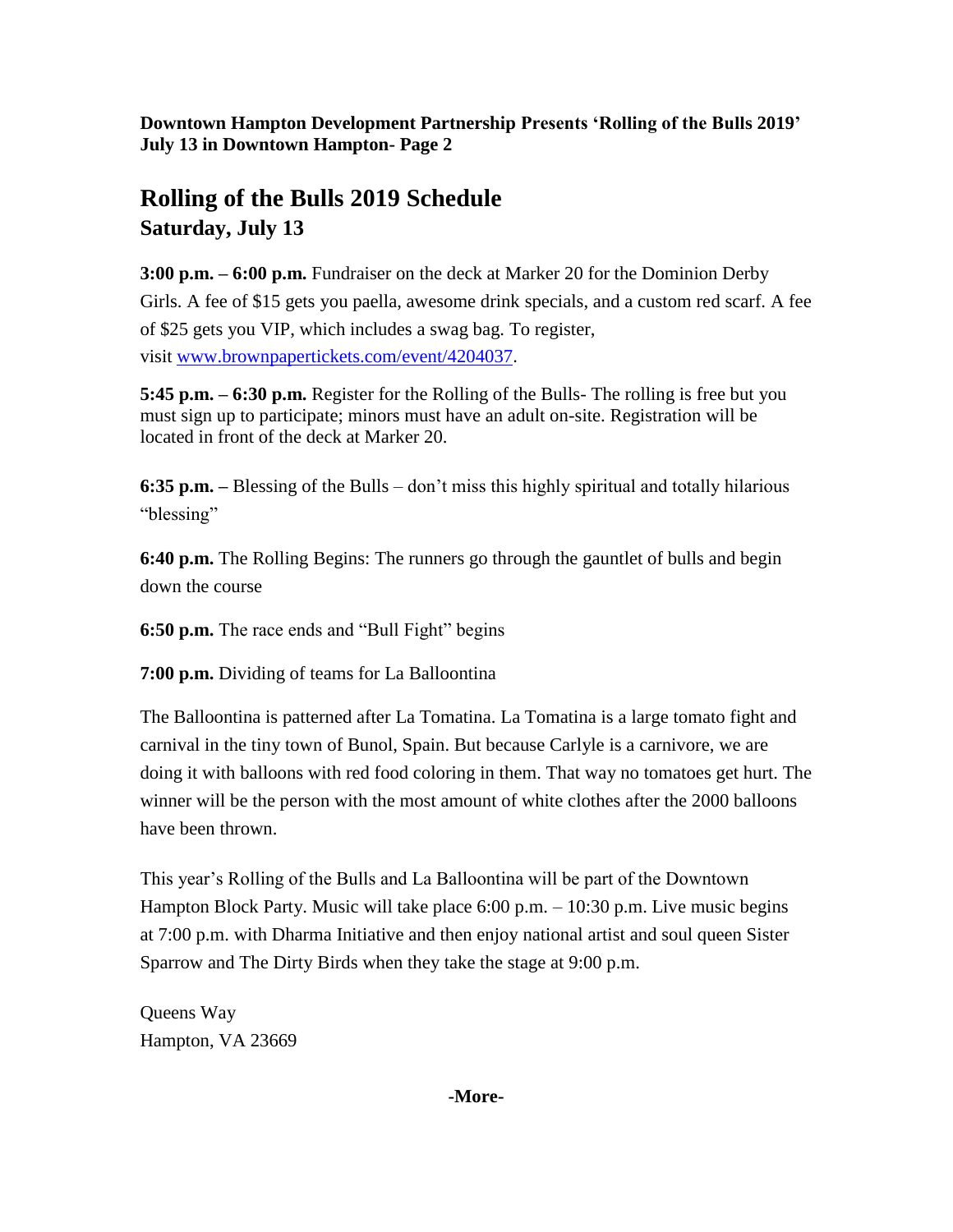**Downtown Hampton Development Partnership Presents 'Rolling of the Bulls 2019' July 13 in Downtown Hampton- Page 2**

# Rolling of the Bulls 2019 Schedule

## Saturday, July 13

**3:00 p.m. – 6:00 p.m.** Fundraiser on the deck at Marker 20 for the Dominion Derby Girls. A fee of $15 gets you paella, awesome drink specials, and a custom red scarf. A fee of $25 gets you VIP, which includes a swag bag. To register, visit [www.brownpapertickets.com/event/4204037](http://www.brownpapertickets.com/event/4204037).

**5:45 p.m. – 6:30 p.m.** Register for the Rolling of the Bulls- The rolling is free but you must sign up to participate; minors must have an adult on-site. Registration will be located in front of the deck at Marker 20.

**6:35 p.m. –** Blessing of the Bulls – don't miss this highly spiritual and totally hilarious "blessing"

**6:40 p.m.** The Rolling Begins: The runners go through the gauntlet of bulls and begin down the course

**6:50 p.m.** The race ends and "Bull Fight" begins

**7:00 p.m.** Dividing of teams for La Balloontina

The Balloontina is patterned after La Tomatina. La Tomatina is a large tomato fight and carnival in the tiny town of Bunol, Spain. But because Carlyle is a carnivore, we are doing it with balloons with red food coloring in them. That way no tomatoes get hurt. The winner will be the person with the most amount of white clothes after the 2000 balloons have been thrown.

This year's Rolling of the Bulls and La Balloontina will be part of the Downtown Hampton Block Party. Music will take place 6:00 p.m. – 10:30 p.m. Live music begins at 7:00 p.m. with Dharma Initiative and then enjoy national artist and soul queen Sister Sparrow and The Dirty Birds when they take the stage at 9:00 p.m.

Queens Way
Hampton, VA 23669

**-More-**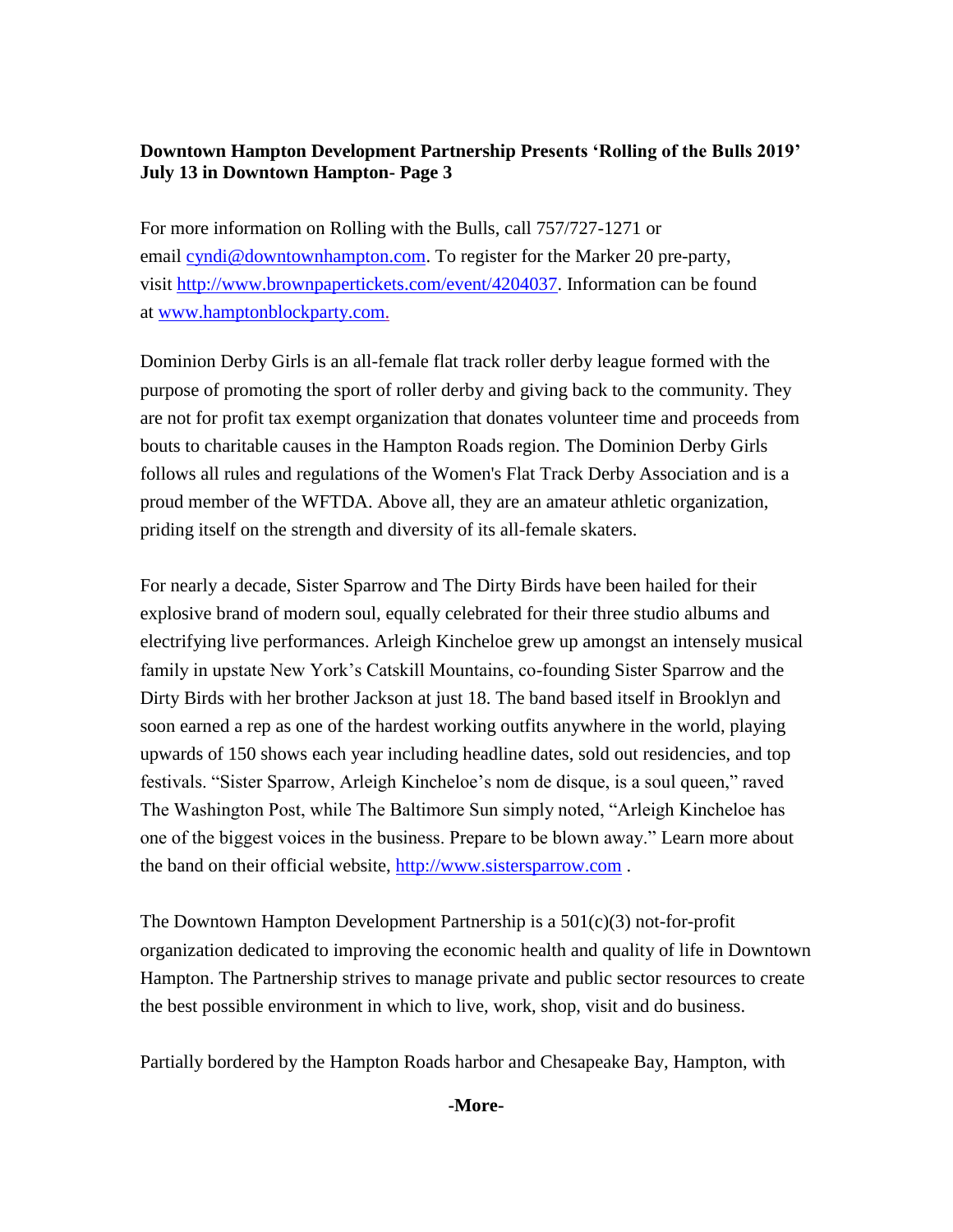**Downtown Hampton Development Partnership Presents 'Rolling of the Bulls 2019' July 13 in Downtown Hampton- Page 3**

For more information on Rolling with the Bulls, call 757/727-1271 or email [cyndi@downtownhampton.com](mailto:cyndi@downtownhampton.com). To register for the Marker 20 pre-party, visit [http://www.brownpapertickets.com/event/4204037](http://www.brownpapertickets.com/event/4204037). Information can be found at [www.hamptonblockparty.com.](http://www.hamptonblockparty.com)

Dominion Derby Girls is an all-female flat track roller derby league formed with the purpose of promoting the sport of roller derby and giving back to the community. They are not for profit tax exempt organization that donates volunteer time and proceeds from bouts to charitable causes in the Hampton Roads region. The Dominion Derby Girls follows all rules and regulations of the Women's Flat Track Derby Association and is a proud member of the WFTDA. Above all, they are an amateur athletic organization, priding itself on the strength and diversity of its all-female skaters.

For nearly a decade, Sister Sparrow and The Dirty Birds have been hailed for their explosive brand of modern soul, equally celebrated for their three studio albums and electrifying live performances. Arleigh Kincheloe grew up amongst an intensely musical family in upstate New York's Catskill Mountains, co-founding Sister Sparrow and the Dirty Birds with her brother Jackson at just 18. The band based itself in Brooklyn and soon earned a rep as one of the hardest working outfits anywhere in the world, playing upwards of 150 shows each year including headline dates, sold out residencies, and top festivals. "Sister Sparrow, Arleigh Kincheloe's nom de disque, is a soul queen," raved The Washington Post, while The Baltimore Sun simply noted, "Arleigh Kincheloe has one of the biggest voices in the business. Prepare to be blown away." Learn more about the band on their official website, [http://www.sistersparrow.com](http://www.sistersparrow.com) .

The Downtown Hampton Development Partnership is a 501(c)(3) not-for-profit organization dedicated to improving the economic health and quality of life in Downtown Hampton. The Partnership strives to manage private and public sector resources to create the best possible environment in which to live, work, shop, visit and do business.

Partially bordered by the Hampton Roads harbor and Chesapeake Bay, Hampton, with

**-More-**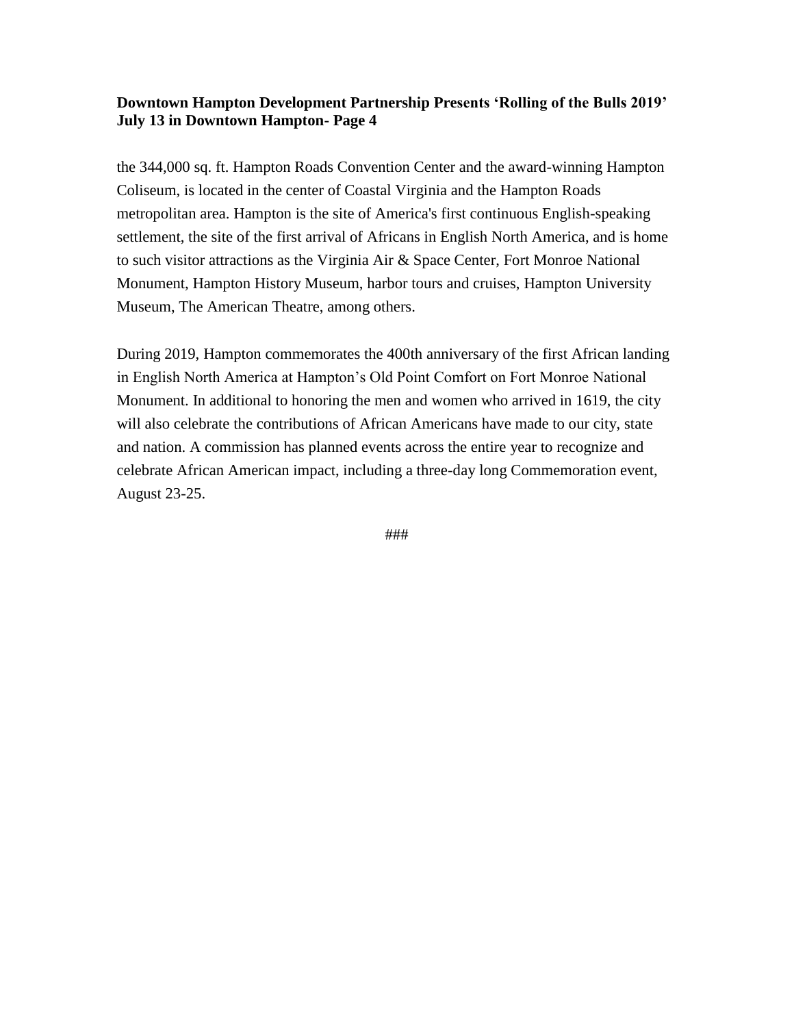the 344,000 sq. ft. Hampton Roads Convention Center and the award-winning Hampton Coliseum, is located in the center of Coastal Virginia and the Hampton Roads metropolitan area. Hampton is the site of America's first continuous English-speaking settlement, the site of the first arrival of Africans in English North America, and is home to such visitor attractions as the Virginia Air & Space Center, Fort Monroe National Monument, Hampton History Museum, harbor tours and cruises, Hampton University Museum, The American Theatre, among others.

During 2019, Hampton commemorates the 400th anniversary of the first African landing in English North America at Hampton's Old Point Comfort on Fort Monroe National Monument. In additional to honoring the men and women who arrived in 1619, the city will also celebrate the contributions of African Americans have made to our city, state and nation. A commission has planned events across the entire year to recognize and celebrate African American impact, including a three-day long Commemoration event, August 23-25.

###